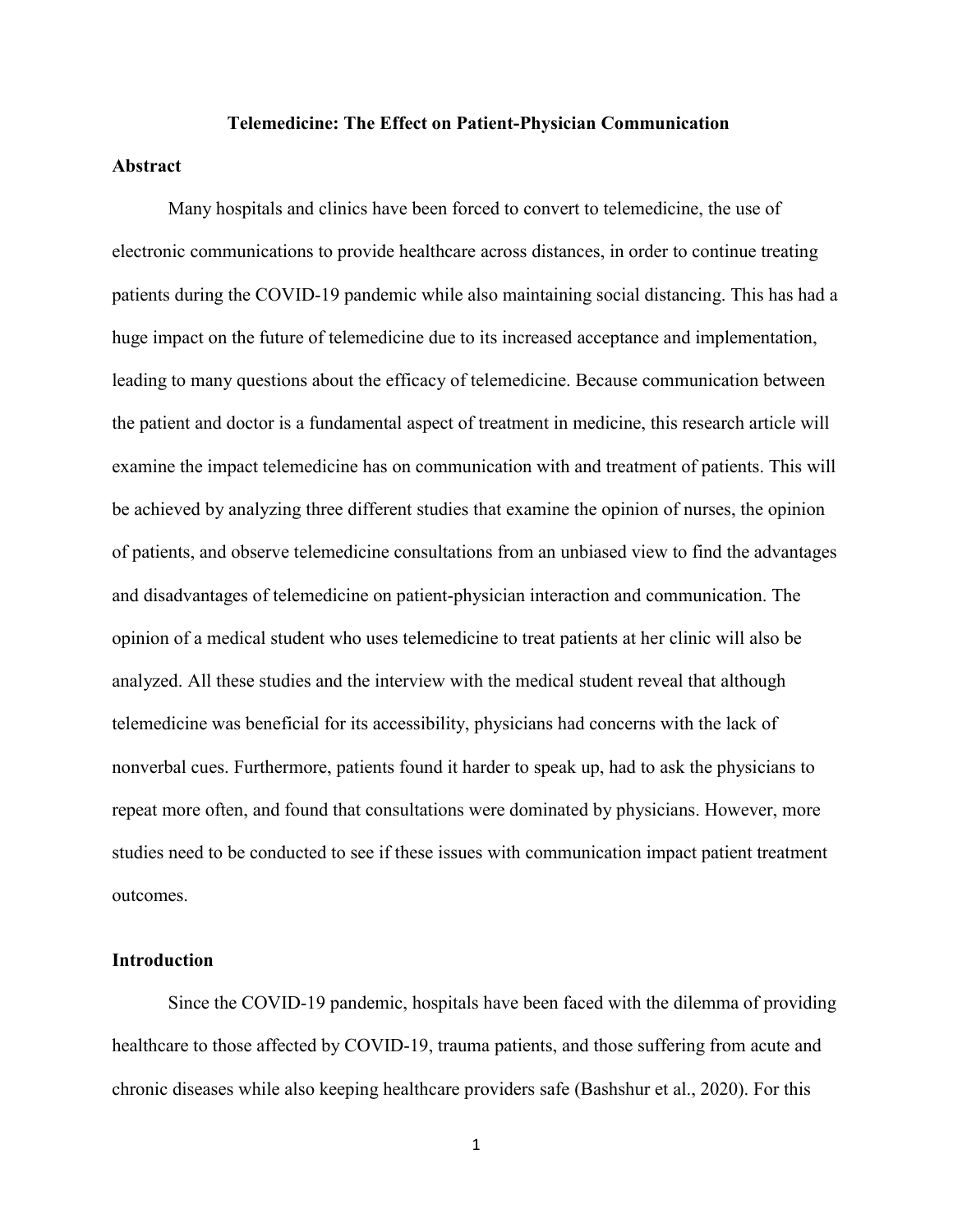# Telemedicine: The Effect on Patient-Physician Communication

## Abstract

Many hospitals and clinics have been forced to convert to telemedicine, the use of electronic communications to provide healthcare across distances, in order to continue treating patients during the COVID-19 pandemic while also maintaining social distancing. This has had a huge impact on the future of telemedicine due to its increased acceptance and implementation, leading to many questions about the efficacy of telemedicine. Because communication between the patient and doctor is a fundamental aspect of treatment in medicine, this research article will examine the impact telemedicine has on communication with and treatment of patients. This will be achieved by analyzing three different studies that examine the opinion of nurses, the opinion of patients, and observe telemedicine consultations from an unbiased view to find the advantages and disadvantages of telemedicine on patient-physician interaction and communication. The opinion of a medical student who uses telemedicine to treat patients at her clinic will also be analyzed. All these studies and the interview with the medical student reveal that although telemedicine was beneficial for its accessibility, physicians had concerns with the lack of nonverbal cues. Furthermore, patients found it harder to speak up, had to ask the physicians to repeat more often, and found that consultations were dominated by physicians. However, more studies need to be conducted to see if these issues with communication impact patient treatment outcomes.

## Introduction

Since the COVID-19 pandemic, hospitals have been faced with the dilemma of providing healthcare to those affected by COVID-19, trauma patients, and those suffering from acute and chronic diseases while also keeping healthcare providers safe (Bashshur et al., 2020). For this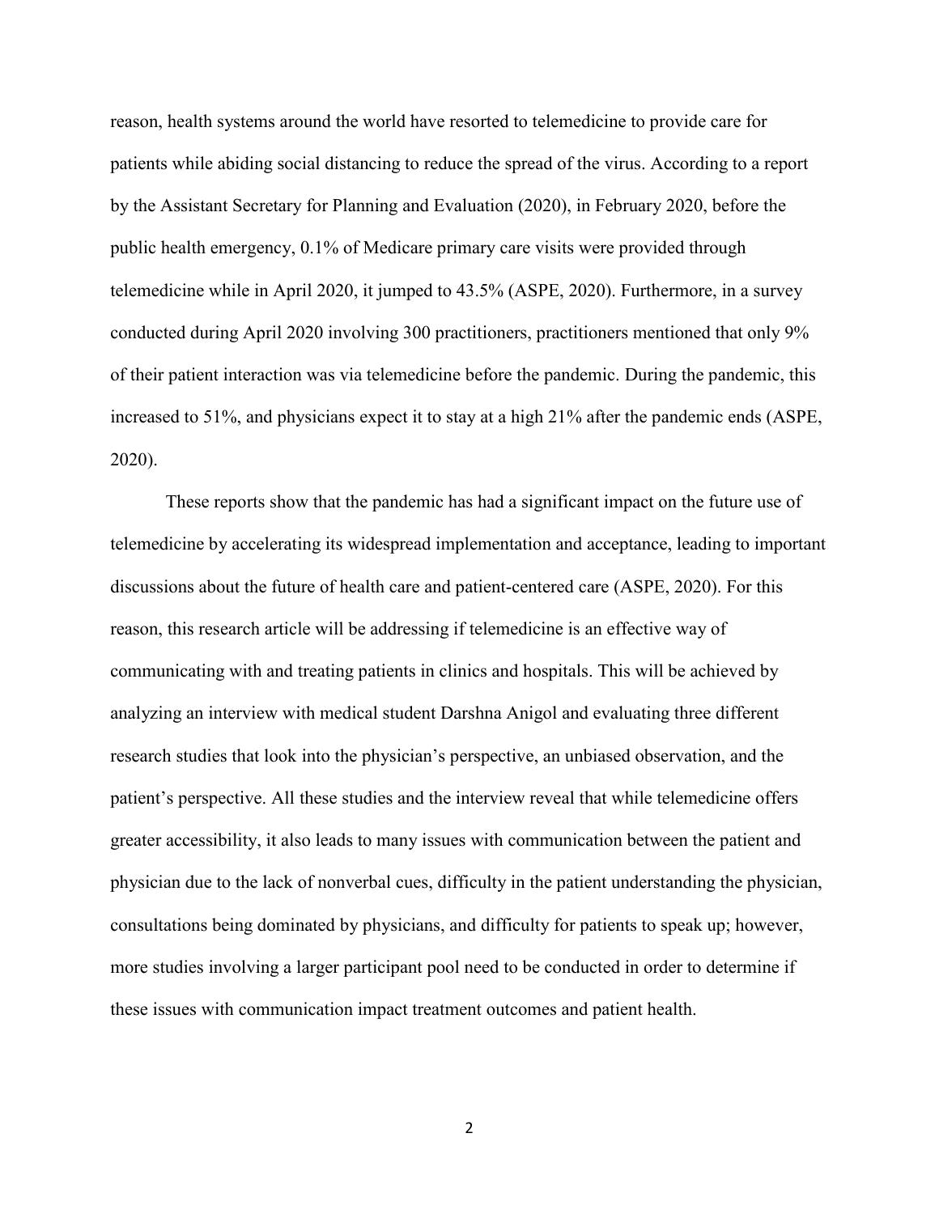reason, health systems around the world have resorted to telemedicine to provide care for patients while abiding social distancing to reduce the spread of the virus. According to a report by the Assistant Secretary for Planning and Evaluation (2020), in February 2020, before the public health emergency, 0.1% of Medicare primary care visits were provided through telemedicine while in April 2020, it jumped to 43.5% (ASPE, 2020). Furthermore, in a survey conducted during April 2020 involving 300 practitioners, practitioners mentioned that only 9% of their patient interaction was via telemedicine before the pandemic. During the pandemic, this increased to 51%, and physicians expect it to stay at a high 21% after the pandemic ends (ASPE, 2020).

These reports show that the pandemic has had a significant impact on the future use of telemedicine by accelerating its widespread implementation and acceptance, leading to important discussions about the future of health care and patient-centered care (ASPE, 2020). For this reason, this research article will be addressing if telemedicine is an effective way of communicating with and treating patients in clinics and hospitals. This will be achieved by analyzing an interview with medical student Darshna Anigol and evaluating three different research studies that look into the physician's perspective, an unbiased observation, and the patient's perspective. All these studies and the interview reveal that while telemedicine offers greater accessibility, it also leads to many issues with communication between the patient and physician due to the lack of nonverbal cues, difficulty in the patient understanding the physician, consultations being dominated by physicians, and difficulty for patients to speak up; however, more studies involving a larger participant pool need to be conducted in order to determine if these issues with communication impact treatment outcomes and patient health.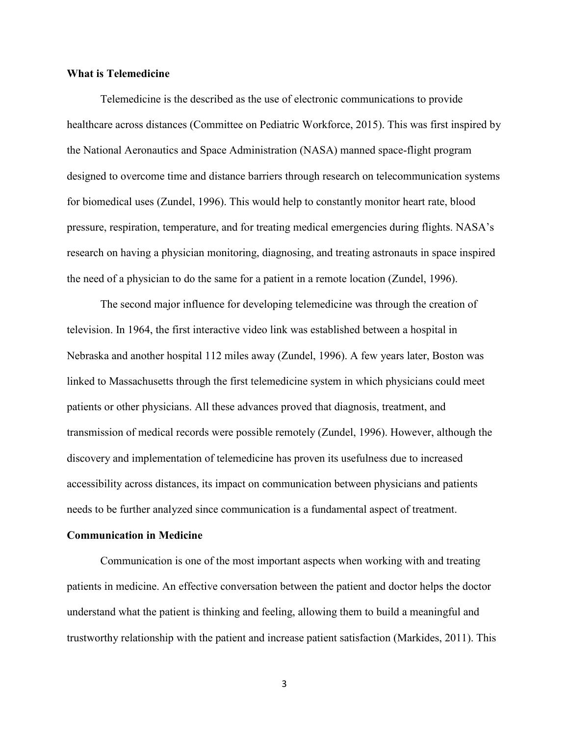**What is Telemedicine**

Telemedicine is the described as the use of electronic communications to provide healthcare across distances (Committee on Pediatric Workforce, 2015). This was first inspired by the National Aeronautics and Space Administration (NASA) manned space-flight program designed to overcome time and distance barriers through research on telecommunication systems for biomedical uses (Zundel, 1996). This would help to constantly monitor heart rate, blood pressure, respiration, temperature, and for treating medical emergencies during flights. NASA's research on having a physician monitoring, diagnosing, and treating astronauts in space inspired the need of a physician to do the same for a patient in a remote location (Zundel, 1996).

The second major influence for developing telemedicine was through the creation of television. In 1964, the first interactive video link was established between a hospital in Nebraska and another hospital 112 miles away (Zundel, 1996). A few years later, Boston was linked to Massachusetts through the first telemedicine system in which physicians could meet patients or other physicians. All these advances proved that diagnosis, treatment, and transmission of medical records were possible remotely (Zundel, 1996). However, although the discovery and implementation of telemedicine has proven its usefulness due to increased accessibility across distances, its impact on communication between physicians and patients needs to be further analyzed since communication is a fundamental aspect of treatment.

**Communication in Medicine**

Communication is one of the most important aspects when working with and treating patients in medicine. An effective conversation between the patient and doctor helps the doctor understand what the patient is thinking and feeling, allowing them to build a meaningful and trustworthy relationship with the patient and increase patient satisfaction (Markides, 2011). This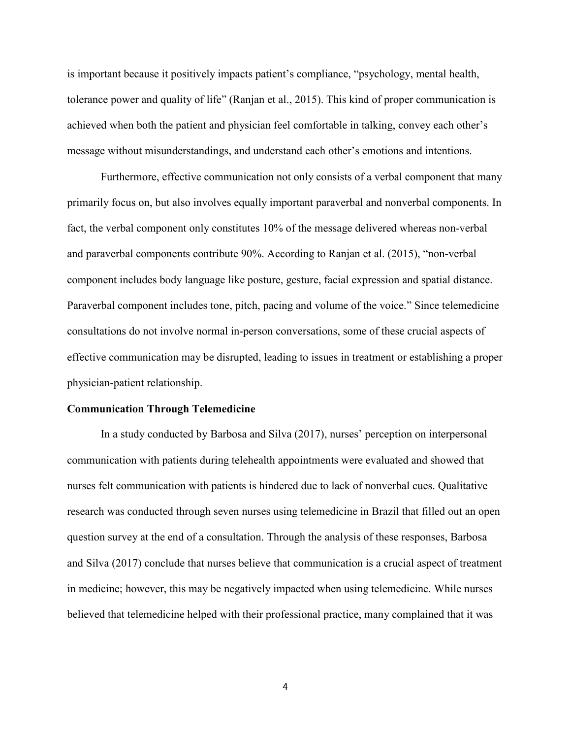is important because it positively impacts patient's compliance, "psychology, mental health, tolerance power and quality of life" (Ranjan et al., 2015). This kind of proper communication is achieved when both the patient and physician feel comfortable in talking, convey each other's message without misunderstandings, and understand each other's emotions and intentions.

Furthermore, effective communication not only consists of a verbal component that many primarily focus on, but also involves equally important paraverbal and nonverbal components. In fact, the verbal component only constitutes 10% of the message delivered whereas non-verbal and paraverbal components contribute 90%. According to Ranjan et al. (2015), "non-verbal component includes body language like posture, gesture, facial expression and spatial distance. Paraverbal component includes tone, pitch, pacing and volume of the voice." Since telemedicine consultations do not involve normal in-person conversations, some of these crucial aspects of effective communication may be disrupted, leading to issues in treatment or establishing a proper physician-patient relationship.

**Communication Through Telemedicine**

In a study conducted by Barbosa and Silva (2017), nurses' perception on interpersonal communication with patients during telehealth appointments were evaluated and showed that nurses felt communication with patients is hindered due to lack of nonverbal cues. Qualitative research was conducted through seven nurses using telemedicine in Brazil that filled out an open question survey at the end of a consultation. Through the analysis of these responses, Barbosa and Silva (2017) conclude that nurses believe that communication is a crucial aspect of treatment in medicine; however, this may be negatively impacted when using telemedicine. While nurses believed that telemedicine helped with their professional practice, many complained that it was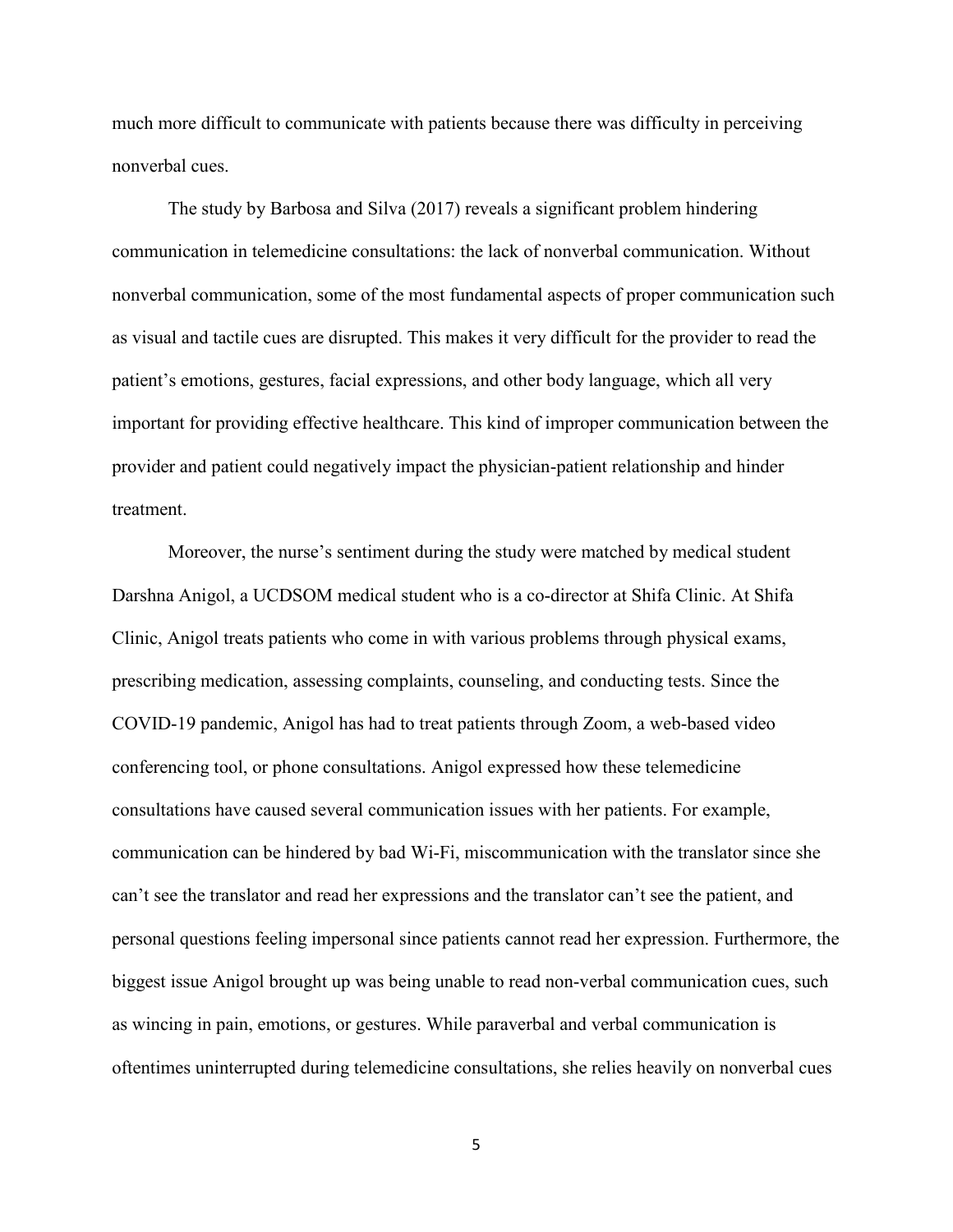much more difficult to communicate with patients because there was difficulty in perceiving nonverbal cues.

The study by Barbosa and Silva (2017) reveals a significant problem hindering communication in telemedicine consultations: the lack of nonverbal communication. Without nonverbal communication, some of the most fundamental aspects of proper communication such as visual and tactile cues are disrupted. This makes it very difficult for the provider to read the patient's emotions, gestures, facial expressions, and other body language, which all very important for providing effective healthcare. This kind of improper communication between the provider and patient could negatively impact the physician-patient relationship and hinder treatment.

Moreover, the nurse's sentiment during the study were matched by medical student Darshna Anigol, a UCDSOM medical student who is a co-director at Shifa Clinic. At Shifa Clinic, Anigol treats patients who come in with various problems through physical exams, prescribing medication, assessing complaints, counseling, and conducting tests. Since the COVID-19 pandemic, Anigol has had to treat patients through Zoom, a web-based video conferencing tool, or phone consultations. Anigol expressed how these telemedicine consultations have caused several communication issues with her patients. For example, communication can be hindered by bad Wi-Fi, miscommunication with the translator since she can't see the translator and read her expressions and the translator can't see the patient, and personal questions feeling impersonal since patients cannot read her expression. Furthermore, the biggest issue Anigol brought up was being unable to read non-verbal communication cues, such as wincing in pain, emotions, or gestures. While paraverbal and verbal communication is oftentimes uninterrupted during telemedicine consultations, she relies heavily on nonverbal cues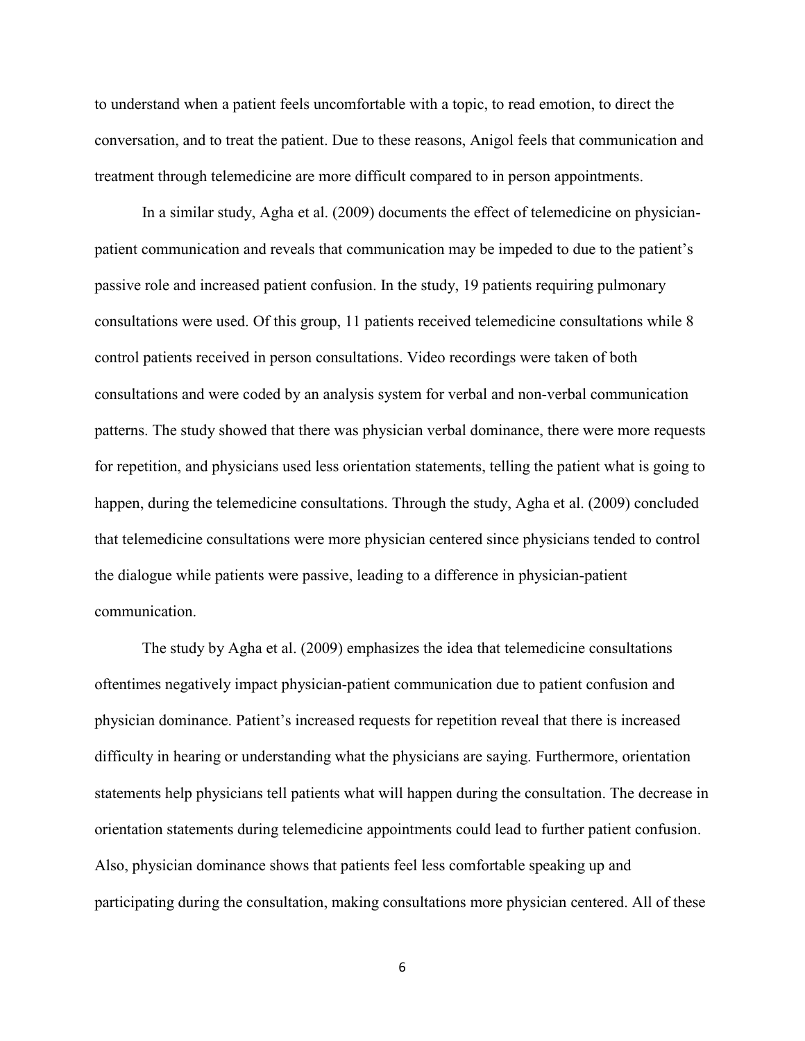to understand when a patient feels uncomfortable with a topic, to read emotion, to direct the conversation, and to treat the patient. Due to these reasons, Anigol feels that communication and treatment through telemedicine are more difficult compared to in person appointments.

In a similar study, Agha et al. (2009) documents the effect of telemedicine on physician-patient communication and reveals that communication may be impeded to due to the patient's passive role and increased patient confusion. In the study, 19 patients requiring pulmonary consultations were used. Of this group, 11 patients received telemedicine consultations while 8 control patients received in person consultations. Video recordings were taken of both consultations and were coded by an analysis system for verbal and non-verbal communication patterns. The study showed that there was physician verbal dominance, there were more requests for repetition, and physicians used less orientation statements, telling the patient what is going to happen, during the telemedicine consultations. Through the study, Agha et al. (2009) concluded that telemedicine consultations were more physician centered since physicians tended to control the dialogue while patients were passive, leading to a difference in physician-patient communication.

The study by Agha et al. (2009) emphasizes the idea that telemedicine consultations oftentimes negatively impact physician-patient communication due to patient confusion and physician dominance. Patient's increased requests for repetition reveal that there is increased difficulty in hearing or understanding what the physicians are saying. Furthermore, orientation statements help physicians tell patients what will happen during the consultation. The decrease in orientation statements during telemedicine appointments could lead to further patient confusion. Also, physician dominance shows that patients feel less comfortable speaking up and participating during the consultation, making consultations more physician centered. All of these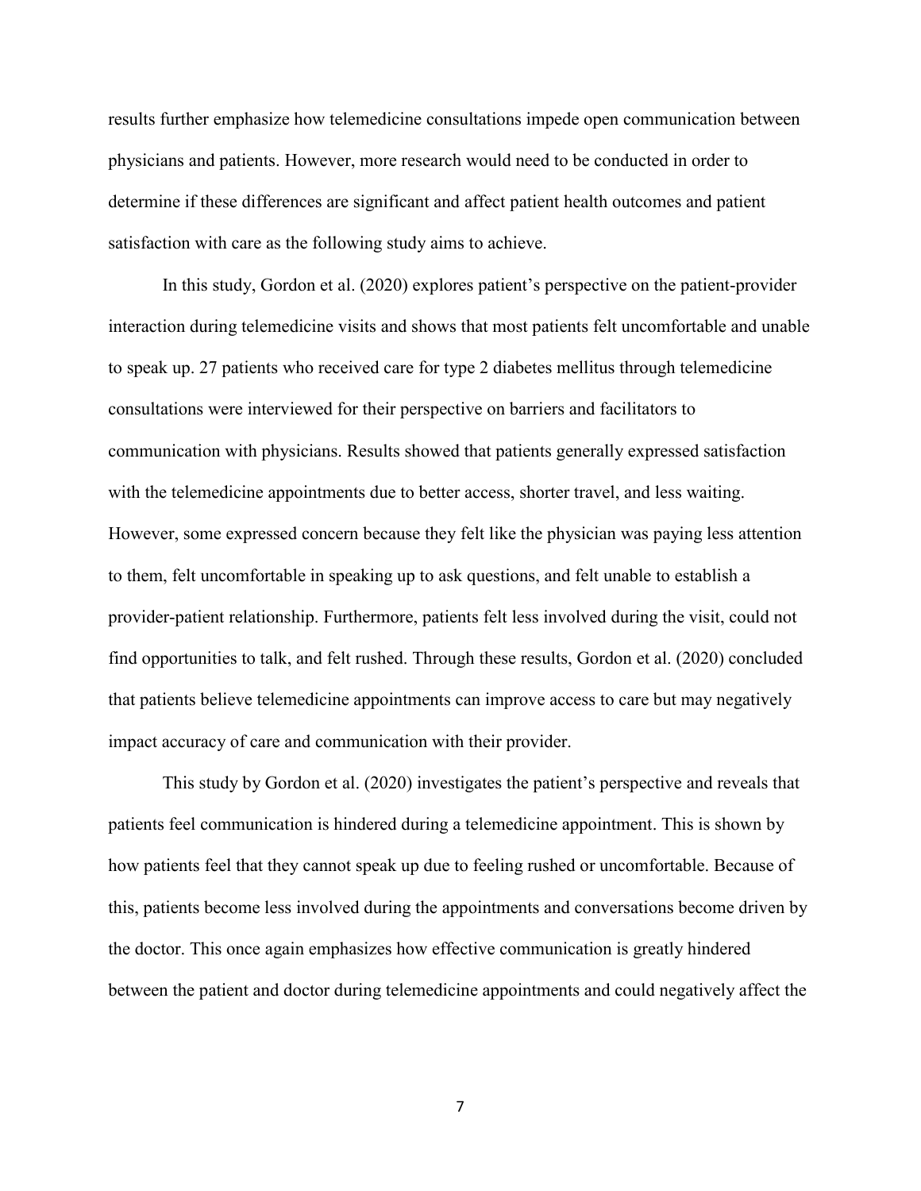results further emphasize how telemedicine consultations impede open communication between physicians and patients. However, more research would need to be conducted in order to determine if these differences are significant and affect patient health outcomes and patient satisfaction with care as the following study aims to achieve.

In this study, Gordon et al. (2020) explores patient's perspective on the patient-provider interaction during telemedicine visits and shows that most patients felt uncomfortable and unable to speak up. 27 patients who received care for type 2 diabetes mellitus through telemedicine consultations were interviewed for their perspective on barriers and facilitators to communication with physicians. Results showed that patients generally expressed satisfaction with the telemedicine appointments due to better access, shorter travel, and less waiting. However, some expressed concern because they felt like the physician was paying less attention to them, felt uncomfortable in speaking up to ask questions, and felt unable to establish a provider-patient relationship. Furthermore, patients felt less involved during the visit, could not find opportunities to talk, and felt rushed. Through these results, Gordon et al. (2020) concluded that patients believe telemedicine appointments can improve access to care but may negatively impact accuracy of care and communication with their provider.

This study by Gordon et al. (2020) investigates the patient's perspective and reveals that patients feel communication is hindered during a telemedicine appointment. This is shown by how patients feel that they cannot speak up due to feeling rushed or uncomfortable. Because of this, patients become less involved during the appointments and conversations become driven by the doctor. This once again emphasizes how effective communication is greatly hindered between the patient and doctor during telemedicine appointments and could negatively affect the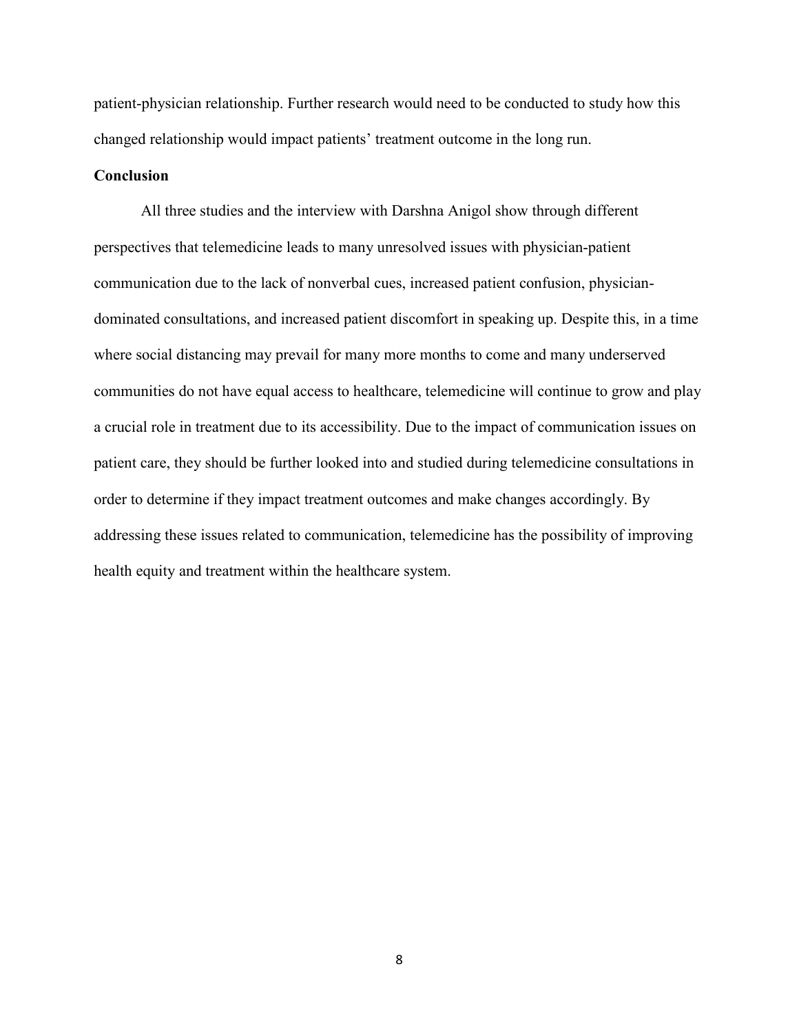patient-physician relationship. Further research would need to be conducted to study how this changed relationship would impact patients' treatment outcome in the long run.

**Conclusion**

All three studies and the interview with Darshna Anigol show through different perspectives that telemedicine leads to many unresolved issues with physician-patient communication due to the lack of nonverbal cues, increased patient confusion, physician-dominated consultations, and increased patient discomfort in speaking up. Despite this, in a time where social distancing may prevail for many more months to come and many underserved communities do not have equal access to healthcare, telemedicine will continue to grow and play a crucial role in treatment due to its accessibility. Due to the impact of communication issues on patient care, they should be further looked into and studied during telemedicine consultations in order to determine if they impact treatment outcomes and make changes accordingly. By addressing these issues related to communication, telemedicine has the possibility of improving health equity and treatment within the healthcare system.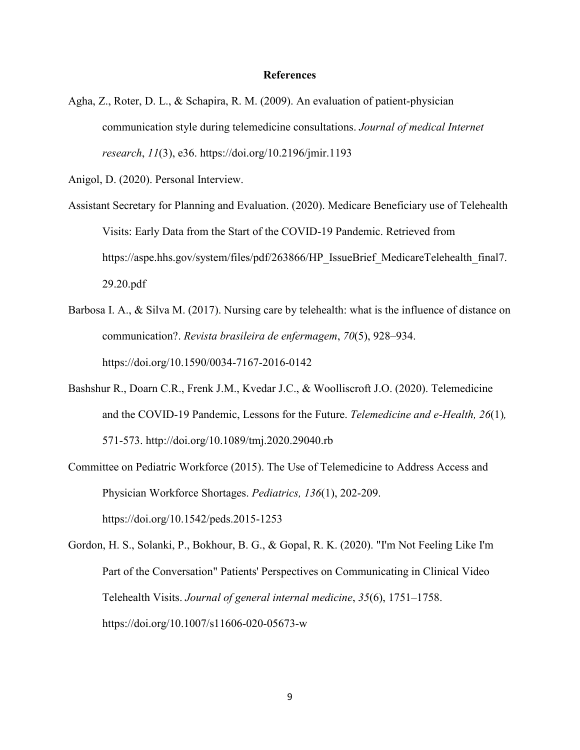# References

Agha, Z., Roter, D. L., & Schapira, R. M. (2009). An evaluation of patient-physician communication style during telemedicine consultations. *Journal of medical Internet research*, *11*(3), e36. https://doi.org/10.2196/jmir.1193

Anigol, D. (2020). Personal Interview.

Assistant Secretary for Planning and Evaluation. (2020). Medicare Beneficiary use of Telehealth Visits: Early Data from the Start of the COVID-19 Pandemic. Retrieved from https://aspe.hhs.gov/system/files/pdf/263866/HP_IssueBrief_MedicareTelehealth_final7.29.20.pdf

Barbosa I. A., & Silva M. (2017). Nursing care by telehealth: what is the influence of distance on communication?. *Revista brasileira de enfermagem*, *70*(5), 928–934. https://doi.org/10.1590/0034-7167-2016-0142

Bashshur R., Doarn C.R., Frenk J.M., Kvedar J.C., & Woolliscroft J.O. (2020). Telemedicine and the COVID-19 Pandemic, Lessons for the Future. *Telemedicine and e-Health, 26*(1)*,* 571-573. http://doi.org/10.1089/tmj.2020.29040.rb

Committee on Pediatric Workforce (2015). The Use of Telemedicine to Address Access and Physician Workforce Shortages. *Pediatrics, 136*(1), 202-209. https://doi.org/10.1542/peds.2015-1253

Gordon, H. S., Solanki, P., Bokhour, B. G., & Gopal, R. K. (2020). "I'm Not Feeling Like I'm Part of the Conversation" Patients' Perspectives on Communicating in Clinical Video Telehealth Visits. *Journal of general internal medicine*, *35*(6), 1751–1758. https://doi.org/10.1007/s11606-020-05673-w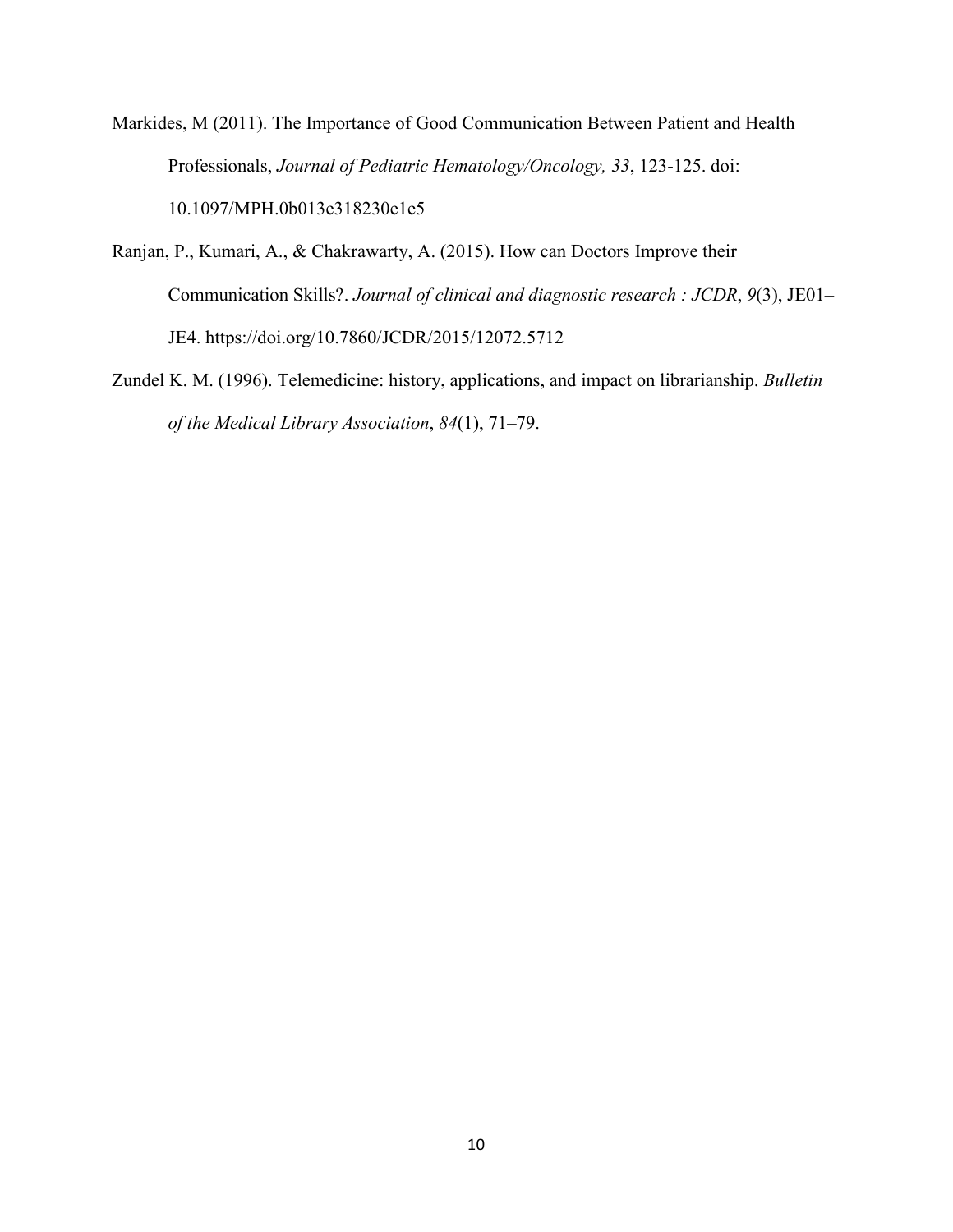Markides, M (2011). The Importance of Good Communication Between Patient and Health Professionals, *Journal of Pediatric Hematology/Oncology, 33*, 123-125. doi: 10.1097/MPH.0b013e318230e1e5

Ranjan, P., Kumari, A., & Chakrawarty, A. (2015). How can Doctors Improve their Communication Skills?. *Journal of clinical and diagnostic research : JCDR*, *9*(3), JE01–JE4. https://doi.org/10.7860/JCDR/2015/12072.5712

Zundel K. M. (1996). Telemedicine: history, applications, and impact on librarianship. *Bulletin of the Medical Library Association*, *84*(1), 71–79.